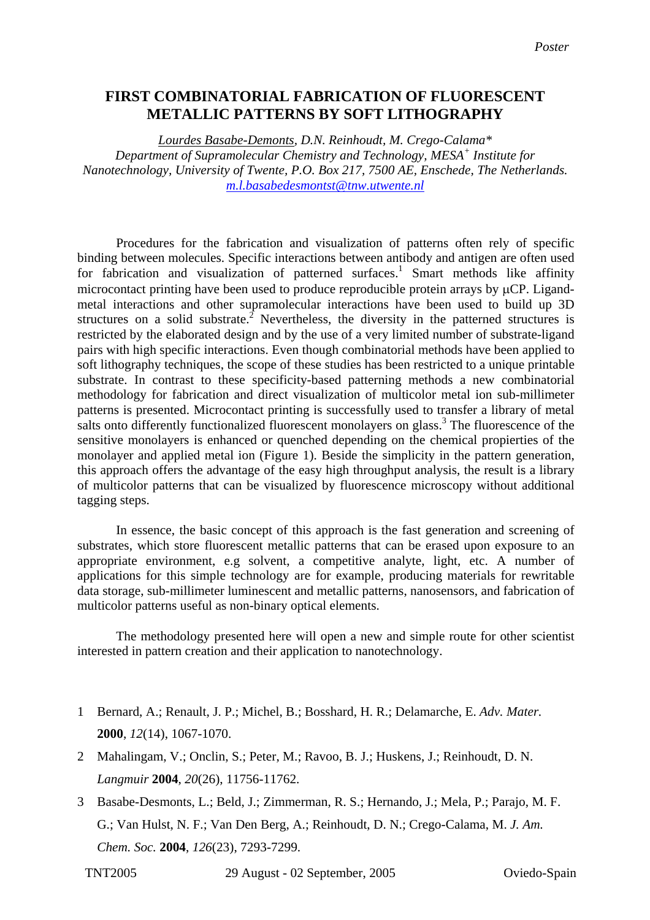Poster

# FIRST COMBINATORIAL FABRICATION OF FLUORESCENT METALLIC PATTERNS BY SOFT LITHOGRAPHY

*<u>Lourdes Basabe-Demonts</u>, D.N. Reinhoudt, M. Crego-Calama\**
*Department of Supramolecular Chemistry and Technology, MESA+ Institute for Nanotechnology, University of Twente, P.O. Box 217, 7500 AE, Enschede, The Netherlands.*
*m.l.basabedesmontst@tnw.utwente.nl*

Procedures for the fabrication and visualization of patterns often rely of specific binding between molecules. Specific interactions between antibody and antigen are often used for fabrication and visualization of patterned surfaces.[1] Smart methods like affinity microcontact printing have been used to produce reproducible protein arrays by μCP. Ligand-metal interactions and other supramolecular interactions have been used to build up 3D structures on a solid substrate.[2] Nevertheless, the diversity in the patterned structures is restricted by the elaborated design and by the use of a very limited number of substrate-ligand pairs with high specific interactions. Even though combinatorial methods have been applied to soft lithography techniques, the scope of these studies has been restricted to a unique printable substrate. In contrast to these specificity-based patterning methods a new combinatorial methodology for fabrication and direct visualization of multicolor metal ion sub-millimeter patterns is presented. Microcontact printing is successfully used to transfer a library of metal salts onto differently functionalized fluorescent monolayers on glass.[3] The fluorescence of the sensitive monolayers is enhanced or quenched depending on the chemical propierties of the monolayer and applied metal ion (Figure 1). Beside the simplicity in the pattern generation, this approach offers the advantage of the easy high throughput analysis, the result is a library of multicolor patterns that can be visualized by fluorescence microscopy without additional tagging steps.

In essence, the basic concept of this approach is the fast generation and screening of substrates, which store fluorescent metallic patterns that can be erased upon exposure to an appropriate environment, e.g solvent, a competitive analyte, light, etc. A number of applications for this simple technology are for example, producing materials for rewritable data storage, sub-millimeter luminescent and metallic patterns, nanosensors, and fabrication of multicolor patterns useful as non-binary optical elements.

The methodology presented here will open a new and simple route for other scientist interested in pattern creation and their application to nanotechnology.

1. Bernard, A.; Renault, J. P.; Michel, B.; Bosshard, H. R.; Delamarche, E. *Adv. Mater.* **2000**, *12*(14), 1067-1070.
2. Mahalingam, V.; Onclin, S.; Peter, M.; Ravoo, B. J.; Huskens, J.; Reinhoudt, D. N. *Langmuir* **2004**, *20*(26), 11756-11762.
3. Basabe-Desmonts, L.; Beld, J.; Zimmerman, R. S.; Hernando, J.; Mela, P.; Parajo, M. F. G.; Van Hulst, N. F.; Van Den Berg, A.; Reinhoudt, D. N.; Crego-Calama, M. *J. Am. Chem. Soc.* **2004**, *126*(23), 7293-7299.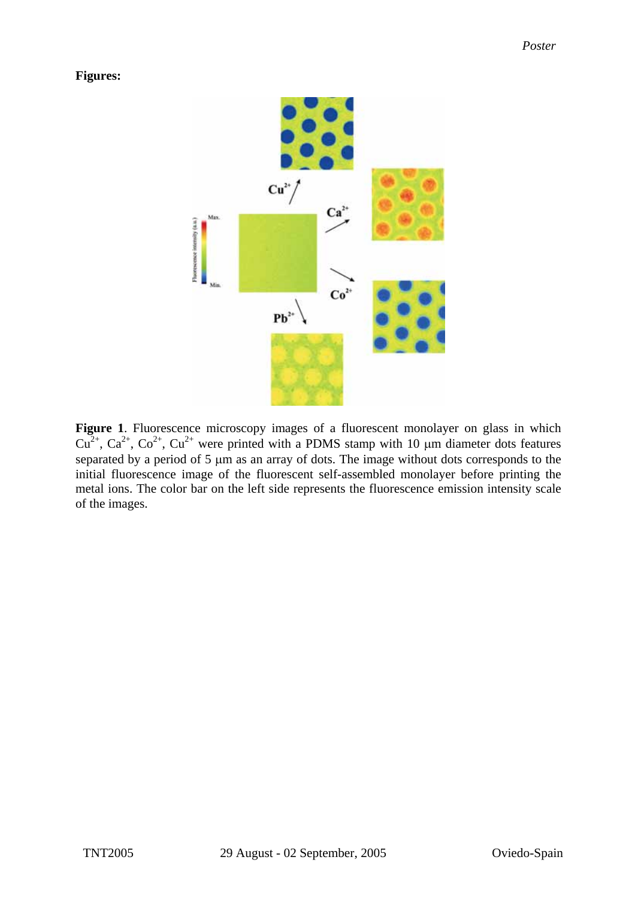**Figures:**

Cu$^{2+}$

Ca$^{2+}$

Co$^{2+}$

Pb$^{2+}$

Max.

Fluorescence intensity (a.u.)

Min.

**Figure 1**. Fluorescence microscopy images of a fluorescent monolayer on glass in which $Cu^{2+}$, $Ca^{2+}$, $Co^{2+}$, $Cu^{2+}$ were printed with a PDMS stamp with 10 μm diameter dots features separated by a period of 5 μm as an array of dots. The image without dots corresponds to the initial fluorescence image of the fluorescent self-assembled monolayer before printing the metal ions. The color bar on the left side represents the fluorescence emission intensity scale of the images.